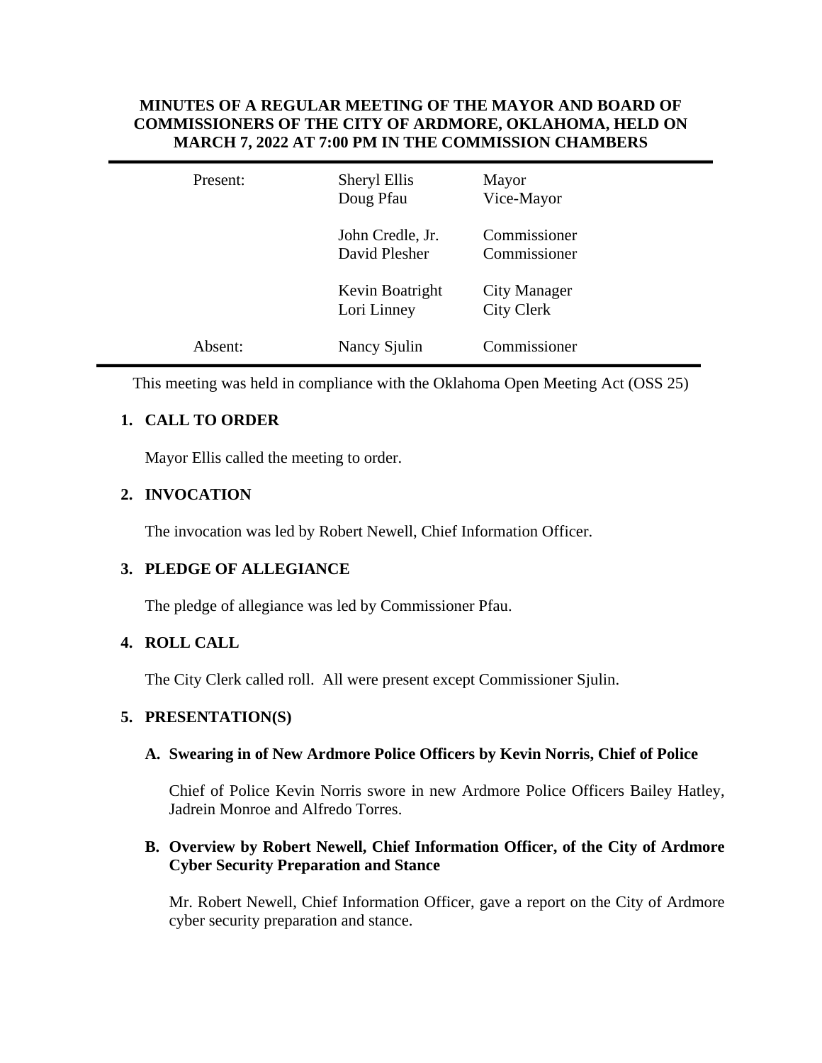**MINUTES OF A REGULAR MEETING OF THE MAYOR AND BOARD OF COMMISSIONERS OF THE CITY OF ARDMORE, OKLAHOMA, HELD ON MARCH 7, 2022 AT 7:00 PM IN THE COMMISSION CHAMBERS**

| | | |
|---|---|---|
| Present: | Sheryl Ellis | Mayor |
| | Doug Pfau | Vice-Mayor |
| | John Credle, Jr. | Commissioner |
| | David Plesher | Commissioner |
| | Kevin Boatright | City Manager |
| | Lori Linney | City Clerk |
| Absent: | Nancy Sjulin | Commissioner |

This meeting was held in compliance with the Oklahoma Open Meeting Act (OSS 25)

## 1. CALL TO ORDER

Mayor Ellis called the meeting to order.

## 2. INVOCATION

The invocation was led by Robert Newell, Chief Information Officer.

## 3. PLEDGE OF ALLEGIANCE

The pledge of allegiance was led by Commissioner Pfau.

## 4. ROLL CALL

The City Clerk called roll. All were present except Commissioner Sjulin.

## 5. PRESENTATION(S)

### A. Swearing in of New Ardmore Police Officers by Kevin Norris, Chief of Police

Chief of Police Kevin Norris swore in new Ardmore Police Officers Bailey Hatley, Jadrein Monroe and Alfredo Torres.

### B. Overview by Robert Newell, Chief Information Officer, of the City of Ardmore Cyber Security Preparation and Stance

Mr. Robert Newell, Chief Information Officer, gave a report on the City of Ardmore cyber security preparation and stance.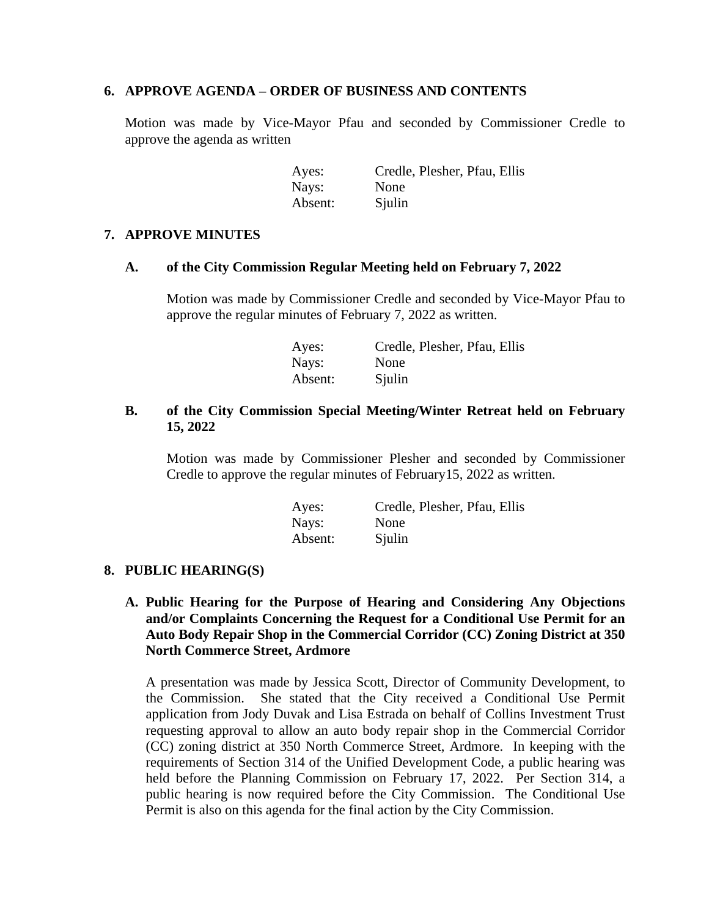## 6. APPROVE AGENDA – ORDER OF BUSINESS AND CONTENTS

Motion was made by Vice-Mayor Pfau and seconded by Commissioner Credle to approve the agenda as written

| | |
|---|---|
| Ayes: | Credle, Plesher, Pfau, Ellis |
| Nays: | None |
| Absent: | Sjulin |

## 7. APPROVE MINUTES

### A. of the City Commission Regular Meeting held on February 7, 2022

Motion was made by Commissioner Credle and seconded by Vice-Mayor Pfau to approve the regular minutes of February 7, 2022 as written.

| | |
|---|---|
| Ayes: | Credle, Plesher, Pfau, Ellis |
| Nays: | None |
| Absent: | Sjulin |

### B. of the City Commission Special Meeting/Winter Retreat held on February 15, 2022

Motion was made by Commissioner Plesher and seconded by Commissioner Credle to approve the regular minutes of February15, 2022 as written.

| | |
|---|---|
| Ayes: | Credle, Plesher, Pfau, Ellis |
| Nays: | None |
| Absent: | Sjulin |

## 8. PUBLIC HEARING(S)

### A. Public Hearing for the Purpose of Hearing and Considering Any Objections and/or Complaints Concerning the Request for a Conditional Use Permit for an Auto Body Repair Shop in the Commercial Corridor (CC) Zoning District at 350 North Commerce Street, Ardmore

A presentation was made by Jessica Scott, Director of Community Development, to the Commission. She stated that the City received a Conditional Use Permit application from Jody Duvak and Lisa Estrada on behalf of Collins Investment Trust requesting approval to allow an auto body repair shop in the Commercial Corridor (CC) zoning district at 350 North Commerce Street, Ardmore. In keeping with the requirements of Section 314 of the Unified Development Code, a public hearing was held before the Planning Commission on February 17, 2022. Per Section 314, a public hearing is now required before the City Commission. The Conditional Use Permit is also on this agenda for the final action by the City Commission.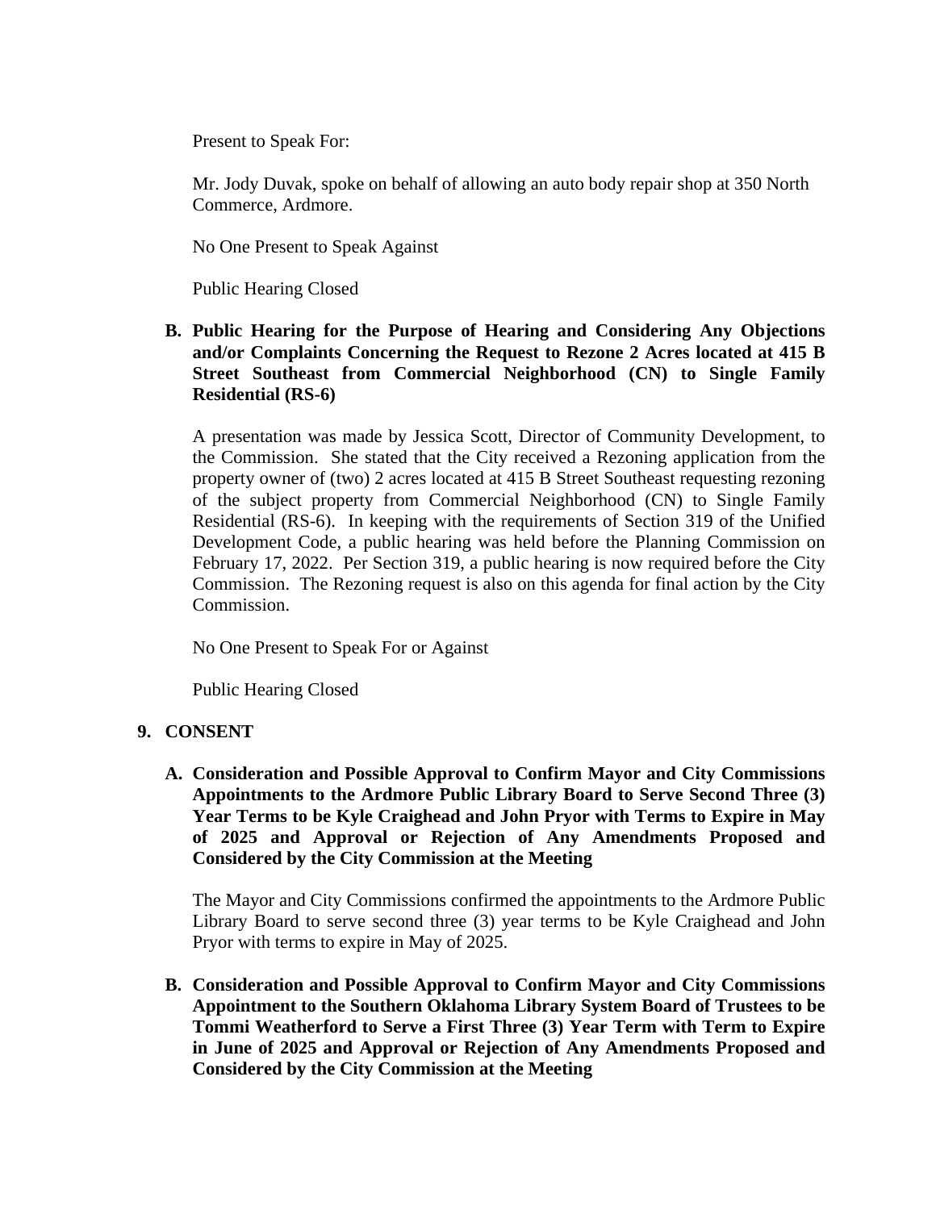Present to Speak For:

Mr. Jody Duvak, spoke on behalf of allowing an auto body repair shop at 350 North Commerce, Ardmore.

No One Present to Speak Against

Public Hearing Closed

**B. Public Hearing for the Purpose of Hearing and Considering Any Objections and/or Complaints Concerning the Request to Rezone 2 Acres located at 415 B Street Southeast from Commercial Neighborhood (CN) to Single Family Residential (RS-6)**

A presentation was made by Jessica Scott, Director of Community Development, to the Commission. She stated that the City received a Rezoning application from the property owner of (two) 2 acres located at 415 B Street Southeast requesting rezoning of the subject property from Commercial Neighborhood (CN) to Single Family Residential (RS-6). In keeping with the requirements of Section 319 of the Unified Development Code, a public hearing was held before the Planning Commission on February 17, 2022. Per Section 319, a public hearing is now required before the City Commission. The Rezoning request is also on this agenda for final action by the City Commission.

No One Present to Speak For or Against

Public Hearing Closed

## 9. CONSENT

**A. Consideration and Possible Approval to Confirm Mayor and City Commissions Appointments to the Ardmore Public Library Board to Serve Second Three (3) Year Terms to be Kyle Craighead and John Pryor with Terms to Expire in May of 2025 and Approval or Rejection of Any Amendments Proposed and Considered by the City Commission at the Meeting**

The Mayor and City Commissions confirmed the appointments to the Ardmore Public Library Board to serve second three (3) year terms to be Kyle Craighead and John Pryor with terms to expire in May of 2025.

**B. Consideration and Possible Approval to Confirm Mayor and City Commissions Appointment to the Southern Oklahoma Library System Board of Trustees to be Tommi Weatherford to Serve a First Three (3) Year Term with Term to Expire in June of 2025 and Approval or Rejection of Any Amendments Proposed and Considered by the City Commission at the Meeting**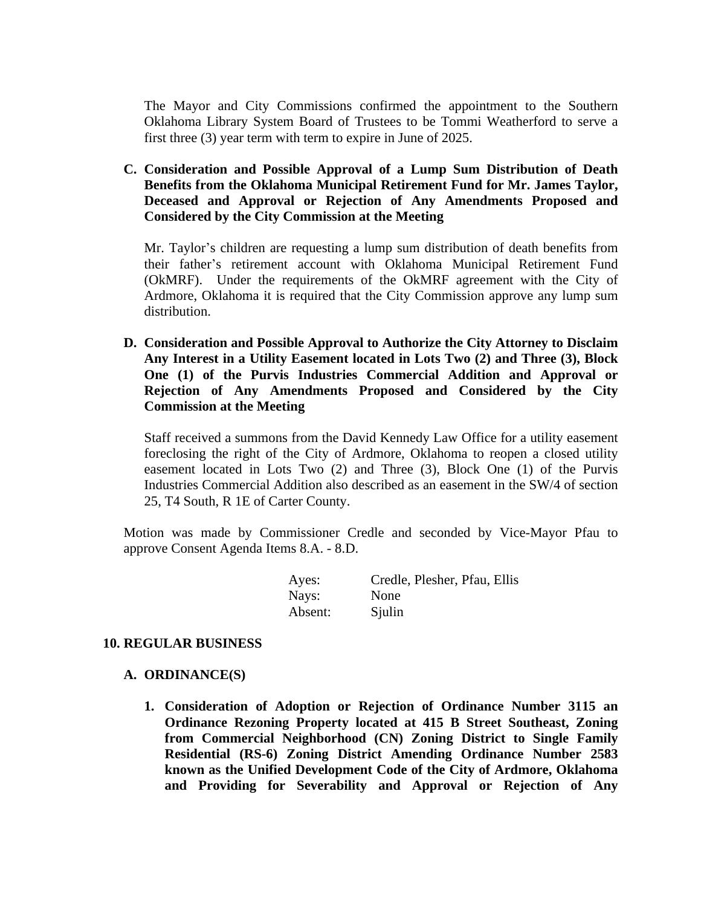The Mayor and City Commissions confirmed the appointment to the Southern Oklahoma Library System Board of Trustees to be Tommi Weatherford to serve a first three (3) year term with term to expire in June of 2025.

**C. Consideration and Possible Approval of a Lump Sum Distribution of Death Benefits from the Oklahoma Municipal Retirement Fund for Mr. James Taylor, Deceased and Approval or Rejection of Any Amendments Proposed and Considered by the City Commission at the Meeting**

Mr. Taylor's children are requesting a lump sum distribution of death benefits from their father's retirement account with Oklahoma Municipal Retirement Fund (OkMRF). Under the requirements of the OkMRF agreement with the City of Ardmore, Oklahoma it is required that the City Commission approve any lump sum distribution.

**D. Consideration and Possible Approval to Authorize the City Attorney to Disclaim Any Interest in a Utility Easement located in Lots Two (2) and Three (3), Block One (1) of the Purvis Industries Commercial Addition and Approval or Rejection of Any Amendments Proposed and Considered by the City Commission at the Meeting**

Staff received a summons from the David Kennedy Law Office for a utility easement foreclosing the right of the City of Ardmore, Oklahoma to reopen a closed utility easement located in Lots Two (2) and Three (3), Block One (1) of the Purvis Industries Commercial Addition also described as an easement in the SW/4 of section 25, T4 South, R 1E of Carter County.

Motion was made by Commissioner Credle and seconded by Vice-Mayor Pfau to approve Consent Agenda Items 8.A. - 8.D.

| | |
|---|---|
| Ayes: | Credle, Plesher, Pfau, Ellis |
| Nays: | None |
| Absent: | Sjulin |

**10. REGULAR BUSINESS**

**A. ORDINANCE(S)**

**1. Consideration of Adoption or Rejection of Ordinance Number 3115 an Ordinance Rezoning Property located at 415 B Street Southeast, Zoning from Commercial Neighborhood (CN) Zoning District to Single Family Residential (RS-6) Zoning District Amending Ordinance Number 2583 known as the Unified Development Code of the City of Ardmore, Oklahoma and Providing for Severability and Approval or Rejection of Any**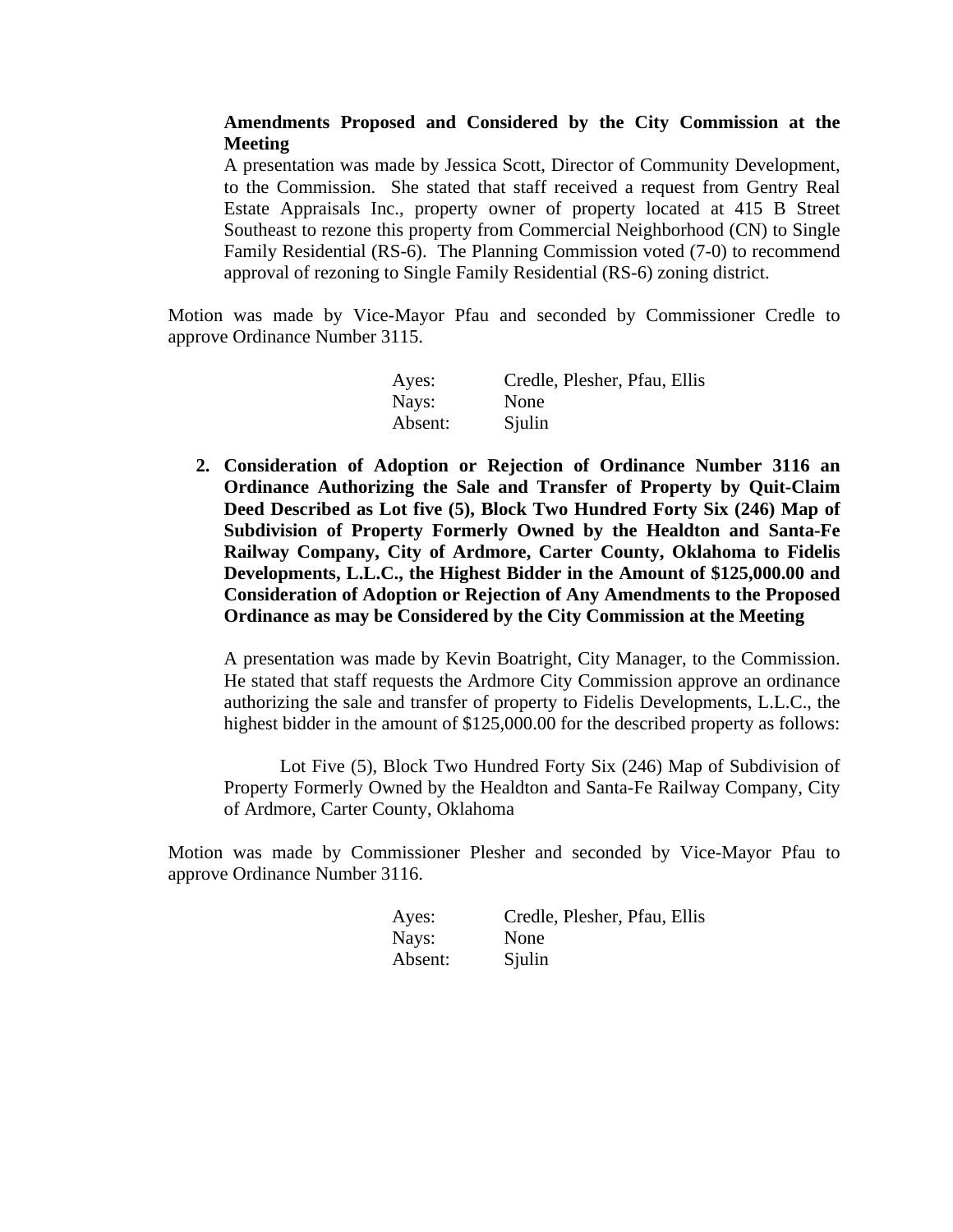**Amendments Proposed and Considered by the City Commission at the Meeting**

A presentation was made by Jessica Scott, Director of Community Development, to the Commission. She stated that staff received a request from Gentry Real Estate Appraisals Inc., property owner of property located at 415 B Street Southeast to rezone this property from Commercial Neighborhood (CN) to Single Family Residential (RS-6). The Planning Commission voted (7-0) to recommend approval of rezoning to Single Family Residential (RS-6) zoning district.

Motion was made by Vice-Mayor Pfau and seconded by Commissioner Credle to approve Ordinance Number 3115.

| | |
|---|---|
| Ayes: | Credle, Plesher, Pfau, Ellis |
| Nays: | None |
| Absent: | Sjulin |

2. **Consideration of Adoption or Rejection of Ordinance Number 3116 an Ordinance Authorizing the Sale and Transfer of Property by Quit-Claim Deed Described as Lot five (5), Block Two Hundred Forty Six (246) Map of Subdivision of Property Formerly Owned by the Healdton and Santa-Fe Railway Company, City of Ardmore, Carter County, Oklahoma to Fidelis Developments, L.L.C., the Highest Bidder in the Amount of $125,000.00 and Consideration of Adoption or Rejection of Any Amendments to the Proposed Ordinance as may be Considered by the City Commission at the Meeting**

   A presentation was made by Kevin Boatright, City Manager, to the Commission. He stated that staff requests the Ardmore City Commission approve an ordinance authorizing the sale and transfer of property to Fidelis Developments, L.L.C., the highest bidder in the amount of $125,000.00 for the described property as follows:

   Lot Five (5), Block Two Hundred Forty Six (246) Map of Subdivision of Property Formerly Owned by the Healdton and Santa-Fe Railway Company, City of Ardmore, Carter County, Oklahoma

Motion was made by Commissioner Plesher and seconded by Vice-Mayor Pfau to approve Ordinance Number 3116.

| | |
|---|---|
| Ayes: | Credle, Plesher, Pfau, Ellis |
| Nays: | None |
| Absent: | Sjulin |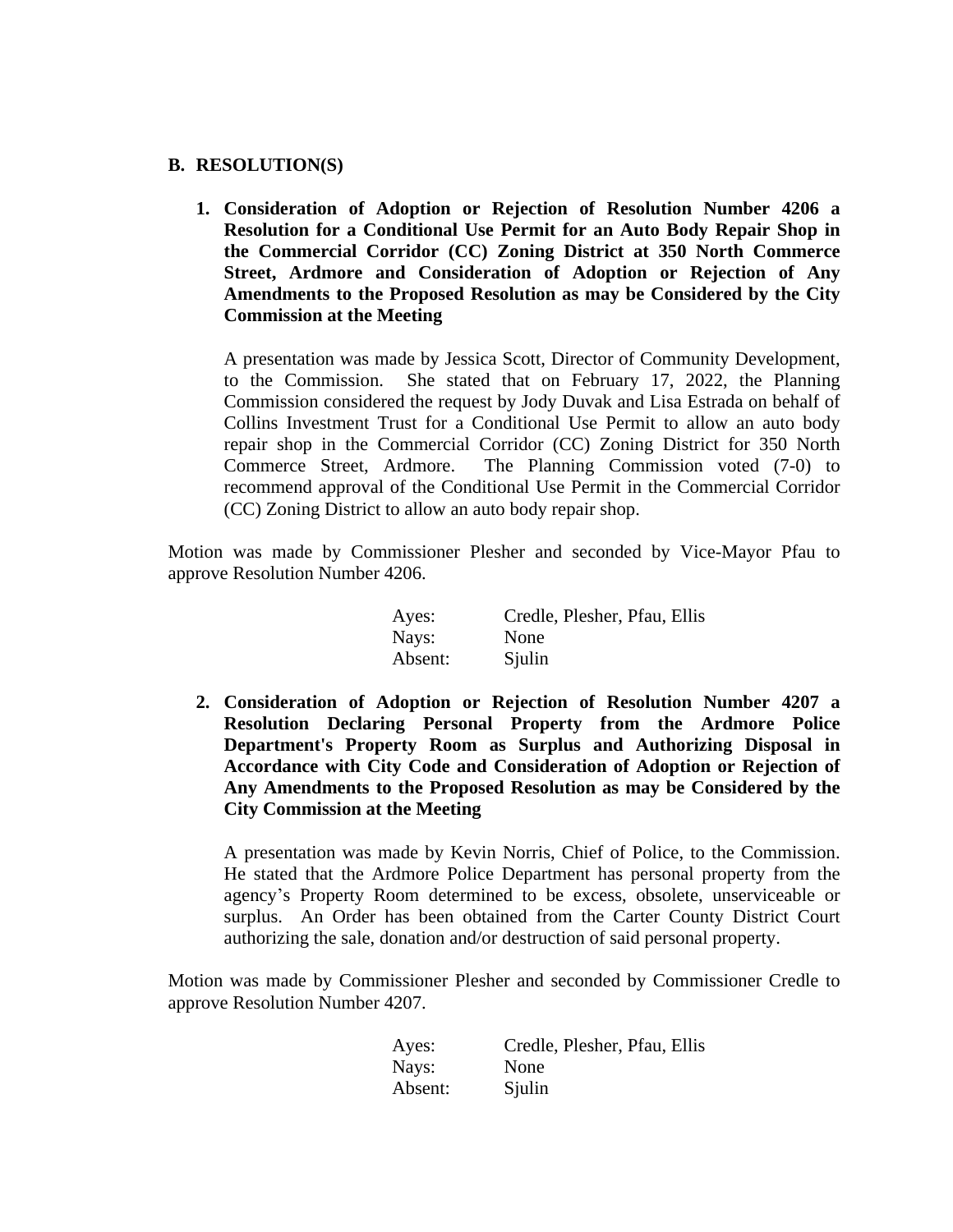## B. RESOLUTION(S)

1. **Consideration of Adoption or Rejection of Resolution Number 4206 a Resolution for a Conditional Use Permit for an Auto Body Repair Shop in the Commercial Corridor (CC) Zoning District at 350 North Commerce Street, Ardmore and Consideration of Adoption or Rejection of Any Amendments to the Proposed Resolution as may be Considered by the City Commission at the Meeting**

   A presentation was made by Jessica Scott, Director of Community Development, to the Commission. She stated that on February 17, 2022, the Planning Commission considered the request by Jody Duvak and Lisa Estrada on behalf of Collins Investment Trust for a Conditional Use Permit to allow an auto body repair shop in the Commercial Corridor (CC) Zoning District for 350 North Commerce Street, Ardmore. The Planning Commission voted (7-0) to recommend approval of the Conditional Use Permit in the Commercial Corridor (CC) Zoning District to allow an auto body repair shop.

Motion was made by Commissioner Plesher and seconded by Vice-Mayor Pfau to approve Resolution Number 4206.

| | |
|---|---|
| Ayes: | Credle, Plesher, Pfau, Ellis |
| Nays: | None |
| Absent: | Sjulin |

2. **Consideration of Adoption or Rejection of Resolution Number 4207 a Resolution Declaring Personal Property from the Ardmore Police Department's Property Room as Surplus and Authorizing Disposal in Accordance with City Code and Consideration of Adoption or Rejection of Any Amendments to the Proposed Resolution as may be Considered by the City Commission at the Meeting**

   A presentation was made by Kevin Norris, Chief of Police, to the Commission. He stated that the Ardmore Police Department has personal property from the agency's Property Room determined to be excess, obsolete, unserviceable or surplus. An Order has been obtained from the Carter County District Court authorizing the sale, donation and/or destruction of said personal property.

Motion was made by Commissioner Plesher and seconded by Commissioner Credle to approve Resolution Number 4207.

| | |
|---|---|
| Ayes: | Credle, Plesher, Pfau, Ellis |
| Nays: | None |
| Absent: | Sjulin |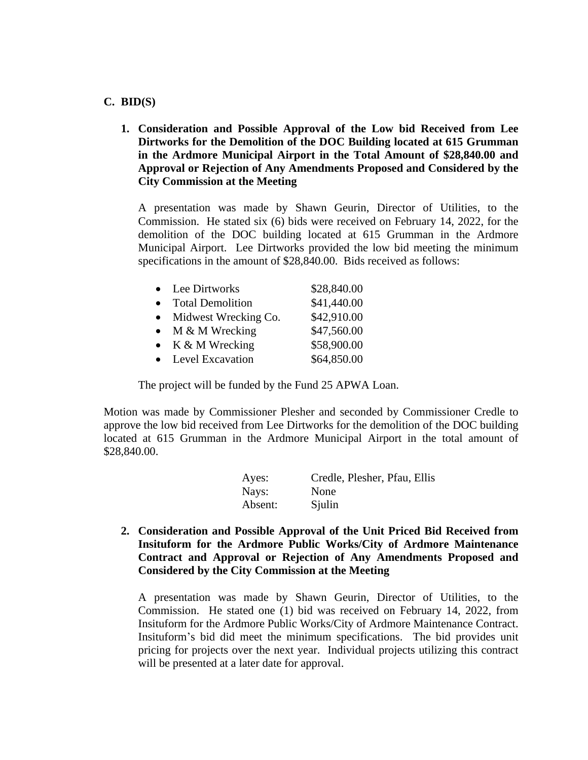## C. BID(S)

**1. Consideration and Possible Approval of the Low bid Received from Lee Dirtworks for the Demolition of the DOC Building located at 615 Grumman in the Ardmore Municipal Airport in the Total Amount of $28,840.00 and Approval or Rejection of Any Amendments Proposed and Considered by the City Commission at the Meeting**

A presentation was made by Shawn Geurin, Director of Utilities, to the Commission. He stated six (6) bids were received on February 14, 2022, for the demolition of the DOC building located at 615 Grumman in the Ardmore Municipal Airport. Lee Dirtworks provided the low bid meeting the minimum specifications in the amount of $28,840.00. Bids received as follows:

- Lee Dirtworks $28,840.00
- Total Demolition $41,440.00
- Midwest Wrecking Co. $42,910.00
- M & M Wrecking $47,560.00
- K & M Wrecking $58,900.00
- Level Excavation $64,850.00

The project will be funded by the Fund 25 APWA Loan.

Motion was made by Commissioner Plesher and seconded by Commissioner Credle to approve the low bid received from Lee Dirtworks for the demolition of the DOC building located at 615 Grumman in the Ardmore Municipal Airport in the total amount of $28,840.00.

| | |
|---|---|
| Ayes: | Credle, Plesher, Pfau, Ellis |
| Nays: | None |
| Absent: | Sjulin |

**2. Consideration and Possible Approval of the Unit Priced Bid Received from Insituform for the Ardmore Public Works/City of Ardmore Maintenance Contract and Approval or Rejection of Any Amendments Proposed and Considered by the City Commission at the Meeting**

A presentation was made by Shawn Geurin, Director of Utilities, to the Commission. He stated one (1) bid was received on February 14, 2022, from Insituform for the Ardmore Public Works/City of Ardmore Maintenance Contract. Insituform's bid did meet the minimum specifications. The bid provides unit pricing for projects over the next year. Individual projects utilizing this contract will be presented at a later date for approval.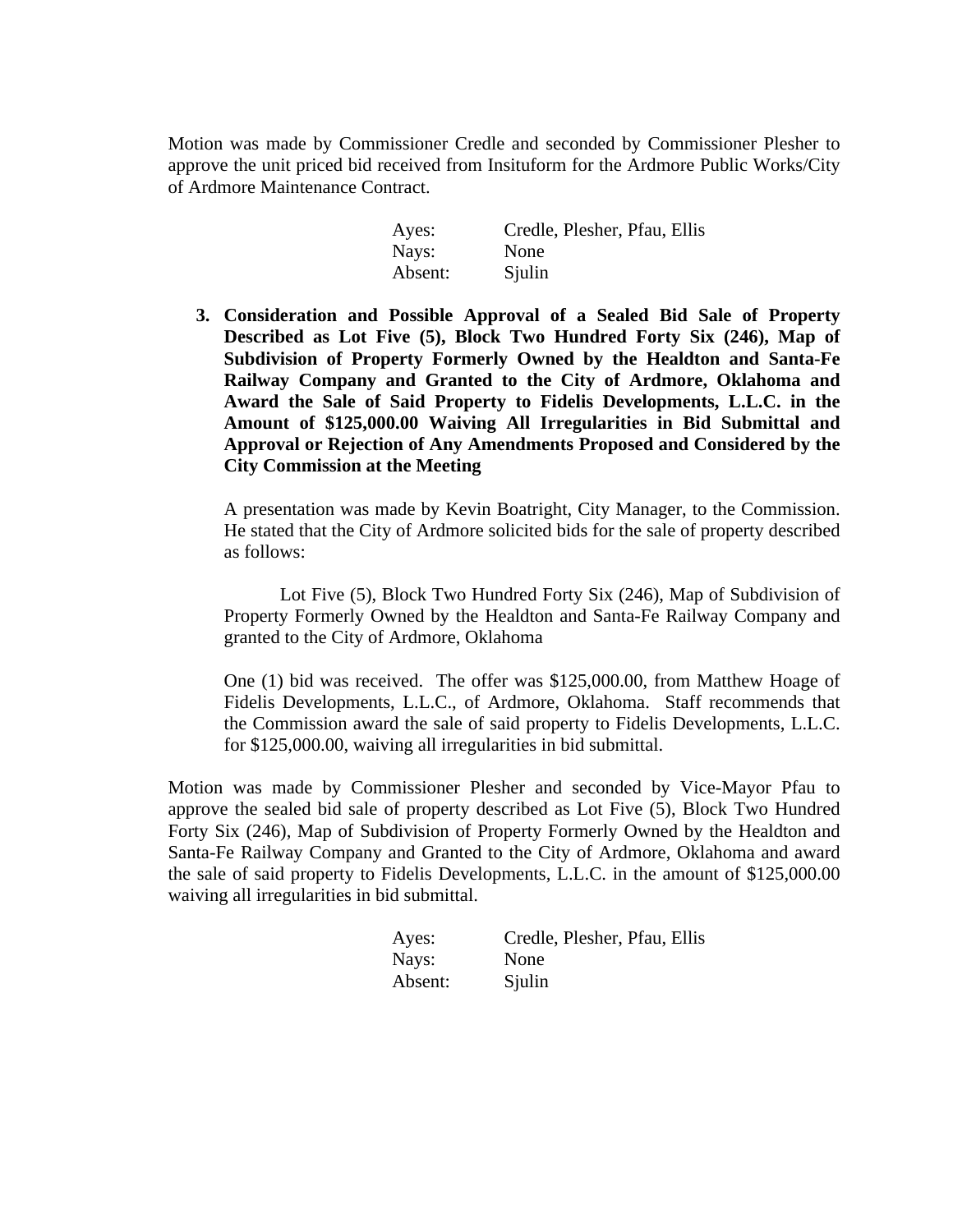Motion was made by Commissioner Credle and seconded by Commissioner Plesher to approve the unit priced bid received from Insituform for the Ardmore Public Works/City of Ardmore Maintenance Contract.

| | |
|---|---|
| Ayes: | Credle, Plesher, Pfau, Ellis |
| Nays: | None |
| Absent: | Sjulin |

**3. Consideration and Possible Approval of a Sealed Bid Sale of Property Described as Lot Five (5), Block Two Hundred Forty Six (246), Map of Subdivision of Property Formerly Owned by the Healdton and Santa-Fe Railway Company and Granted to the City of Ardmore, Oklahoma and Award the Sale of Said Property to Fidelis Developments, L.L.C. in the Amount of $125,000.00 Waiving All Irregularities in Bid Submittal and Approval or Rejection of Any Amendments Proposed and Considered by the City Commission at the Meeting**

A presentation was made by Kevin Boatright, City Manager, to the Commission. He stated that the City of Ardmore solicited bids for the sale of property described as follows:

Lot Five (5), Block Two Hundred Forty Six (246), Map of Subdivision of Property Formerly Owned by the Healdton and Santa-Fe Railway Company and granted to the City of Ardmore, Oklahoma

One (1) bid was received. The offer was $125,000.00, from Matthew Hoage of Fidelis Developments, L.L.C., of Ardmore, Oklahoma. Staff recommends that the Commission award the sale of said property to Fidelis Developments, L.L.C. for $125,000.00, waiving all irregularities in bid submittal.

Motion was made by Commissioner Plesher and seconded by Vice-Mayor Pfau to approve the sealed bid sale of property described as Lot Five (5), Block Two Hundred Forty Six (246), Map of Subdivision of Property Formerly Owned by the Healdton and Santa-Fe Railway Company and Granted to the City of Ardmore, Oklahoma and award the sale of said property to Fidelis Developments, L.L.C. in the amount of $125,000.00 waiving all irregularities in bid submittal.

| | |
|---|---|
| Ayes: | Credle, Plesher, Pfau, Ellis |
| Nays: | None |
| Absent: | Sjulin |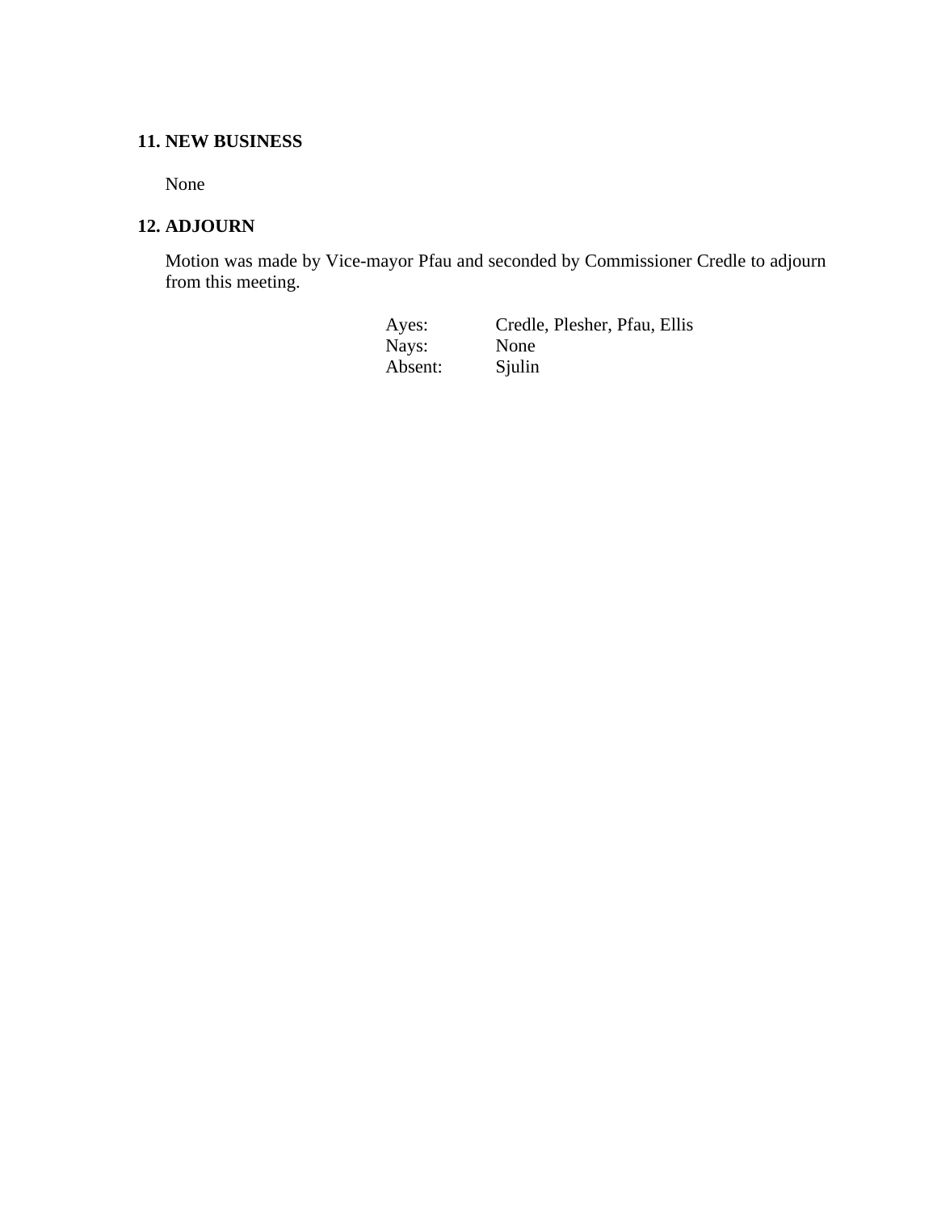**11. NEW BUSINESS**

None

**12. ADJOURN**

Motion was made by Vice-mayor Pfau and seconded by Commissioner Credle to adjourn from this meeting.

| | |
|---|---|
| Ayes: | Credle, Plesher, Pfau, Ellis |
| Nays: | None |
| Absent: | Sjulin |